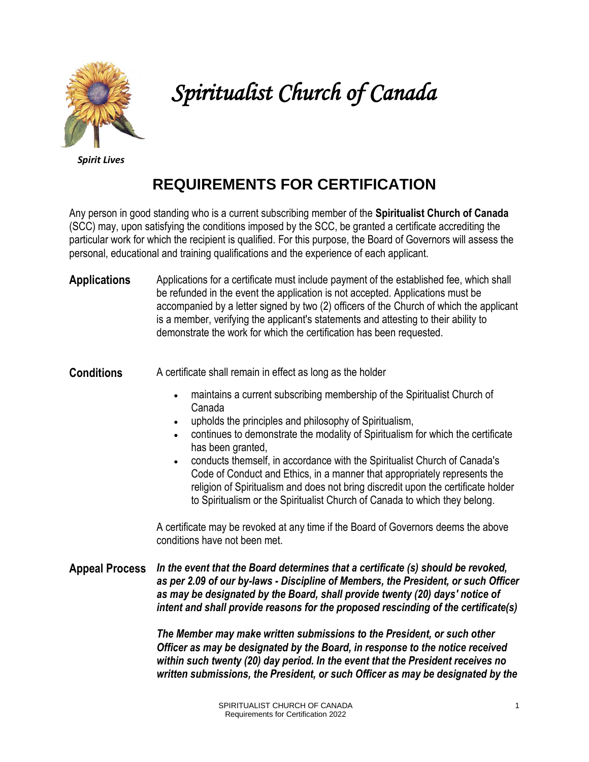# *Spiritualist Church of Canada*

***Spirit Lives***

## REQUIREMENTS FOR CERTIFICATION

Any person in good standing who is a current subscribing member of the **Spiritualist Church of Canada** (SCC) may, upon satisfying the conditions imposed by the SCC, be granted a certificate accrediting the particular work for which the recipient is qualified. For this purpose, the Board of Governors will assess the personal, educational and training qualifications and the experience of each applicant.

**Applications**

Applications for a certificate must include payment of the established fee, which shall be refunded in the event the application is not accepted. Applications must be accompanied by a letter signed by two (2) officers of the Church of which the applicant is a member, verifying the applicant's statements and attesting to their ability to demonstrate the work for which the certification has been requested.

**Conditions**

A certificate shall remain in effect as long as the holder

- maintains a current subscribing membership of the Spiritualist Church of Canada
- upholds the principles and philosophy of Spiritualism,
- continues to demonstrate the modality of Spiritualism for which the certificate has been granted,
- conducts themself, in accordance with the Spiritualist Church of Canada's Code of Conduct and Ethics, in a manner that appropriately represents the religion of Spiritualism and does not bring discredit upon the certificate holder to Spiritualism or the Spiritualist Church of Canada to which they belong.

A certificate may be revoked at any time if the Board of Governors deems the above conditions have not been met.

**Appeal Process**

***In the event that the Board determines that a certificate (s) should be revoked, as per 2.09 of our by-laws - Discipline of Members, the President, or such Officer as may be designated by the Board, shall provide twenty (20) days' notice of intent and shall provide reasons for the proposed rescinding of the certificate(s)***

***The Member may make written submissions to the President, or such other Officer as may be designated by the Board, in response to the notice received within such twenty (20) day period. In the event that the President receives no written submissions, the President, or such Officer as may be designated by the***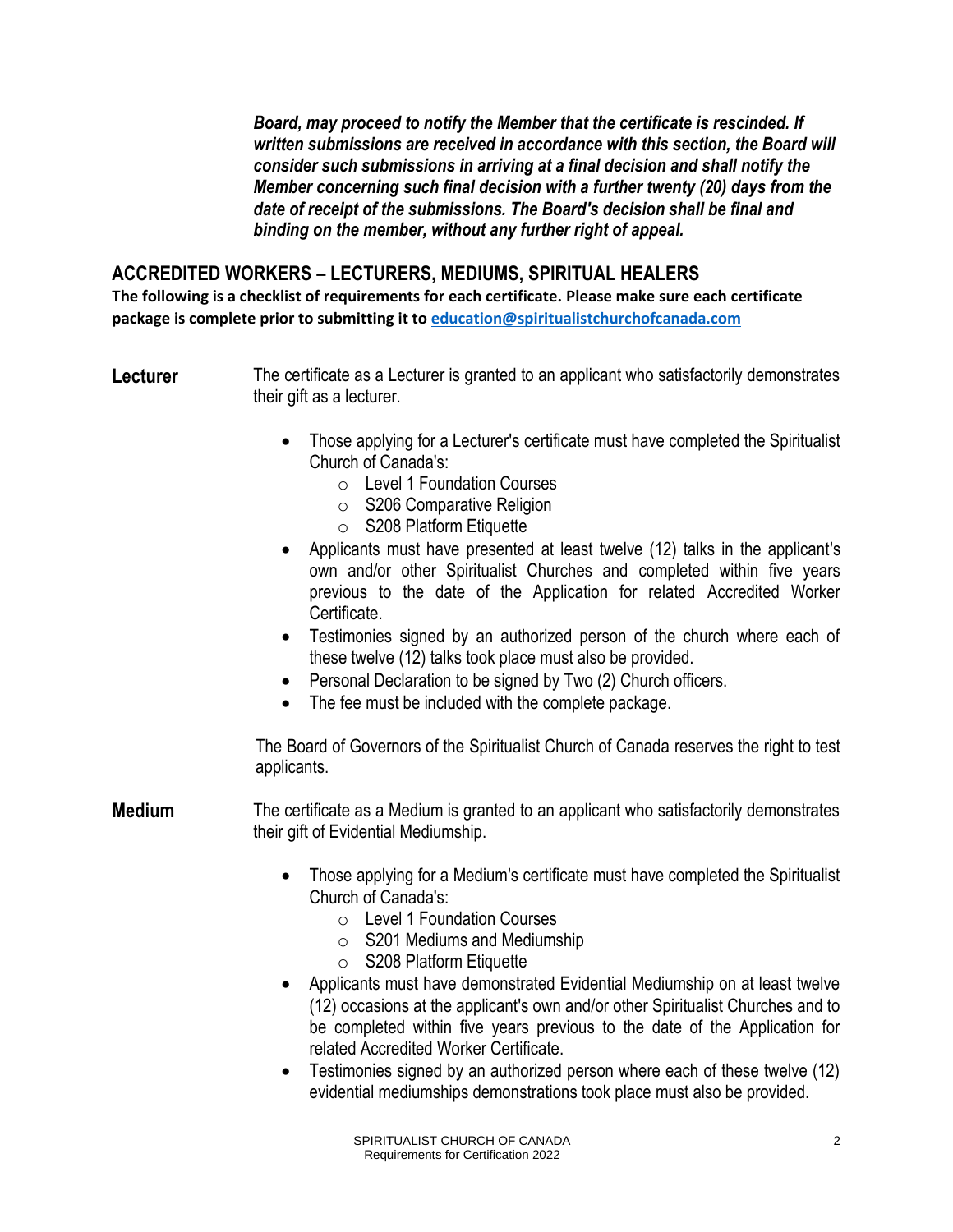***Board, may proceed to notify the Member that the certificate is rescinded. If written submissions are received in accordance with this section, the Board will consider such submissions in arriving at a final decision and shall notify the Member concerning such final decision with a further twenty (20) days from the date of receipt of the submissions. The Board's decision shall be final and binding on the member, without any further right of appeal.***

## ACCREDITED WORKERS – LECTURERS, MEDIUMS, SPIRITUAL HEALERS

**The following is a checklist of requirements for each certificate. Please make sure each certificate package is complete prior to submitting it to [education@spiritualistchurchofcanada.com](mailto:education@spiritualistchurchofcanada.com)**

### Lecturer

The certificate as a Lecturer is granted to an applicant who satisfactorily demonstrates their gift as a lecturer.

- Those applying for a Lecturer's certificate must have completed the Spiritualist Church of Canada's:
  - Level 1 Foundation Courses
  - S206 Comparative Religion
  - S208 Platform Etiquette
- Applicants must have presented at least twelve (12) talks in the applicant's own and/or other Spiritualist Churches and completed within five years previous to the date of the Application for related Accredited Worker Certificate.
- Testimonies signed by an authorized person of the church where each of these twelve (12) talks took place must also be provided.
- Personal Declaration to be signed by Two (2) Church officers.
- The fee must be included with the complete package.

The Board of Governors of the Spiritualist Church of Canada reserves the right to test applicants.

### Medium

The certificate as a Medium is granted to an applicant who satisfactorily demonstrates their gift of Evidential Mediumship.

- Those applying for a Medium's certificate must have completed the Spiritualist Church of Canada's:
  - Level 1 Foundation Courses
  - S201 Mediums and Mediumship
  - S208 Platform Etiquette
- Applicants must have demonstrated Evidential Mediumship on at least twelve (12) occasions at the applicant's own and/or other Spiritualist Churches and to be completed within five years previous to the date of the Application for related Accredited Worker Certificate.
- Testimonies signed by an authorized person where each of these twelve (12) evidential mediumships demonstrations took place must also be provided.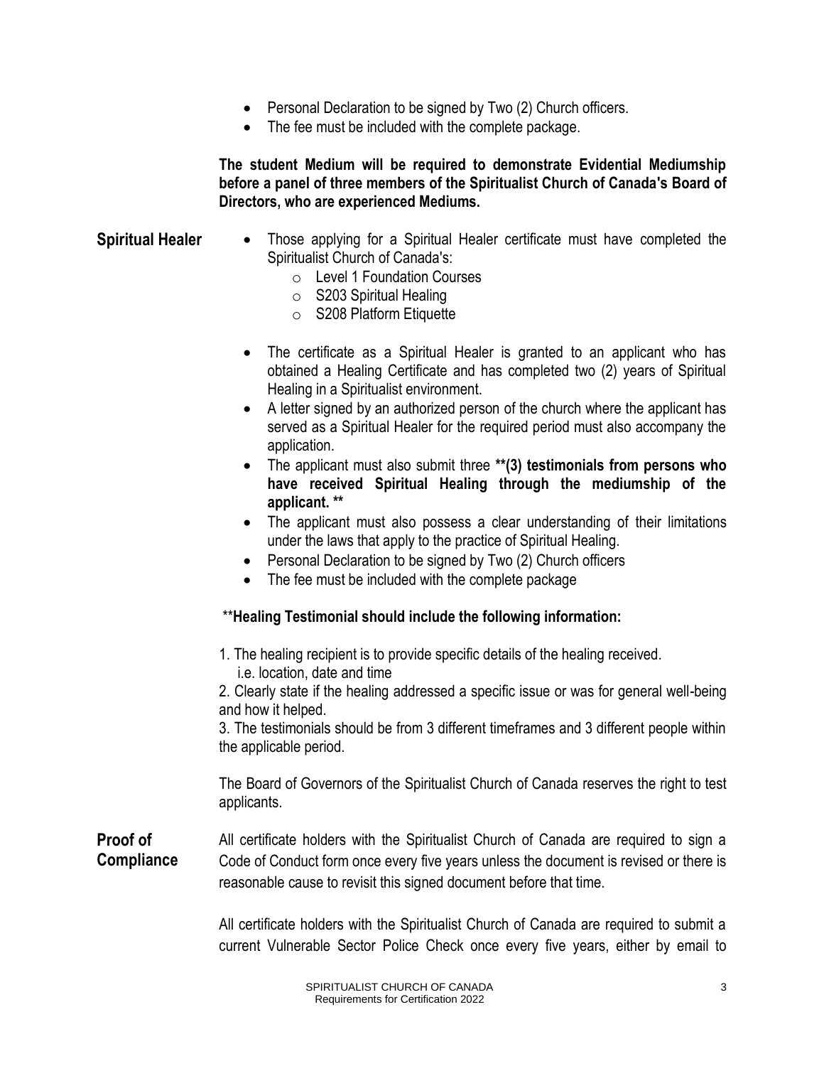- Personal Declaration to be signed by Two (2) Church officers.
- The fee must be included with the complete package.

**The student Medium will be required to demonstrate Evidential Mediumship before a panel of three members of the Spiritualist Church of Canada's Board of Directors, who are experienced Mediums.**

## Spiritual Healer

- Those applying for a Spiritual Healer certificate must have completed the Spiritualist Church of Canada's:
  - Level 1 Foundation Courses
  - S203 Spiritual Healing
  - S208 Platform Etiquette

- The certificate as a Spiritual Healer is granted to an applicant who has obtained a Healing Certificate and has completed two (2) years of Spiritual Healing in a Spiritualist environment.
- A letter signed by an authorized person of the church where the applicant has served as a Spiritual Healer for the required period must also accompany the application.
- The applicant must also submit three **\*\*(3) testimonials from persons who have received Spiritual Healing through the mediumship of the applicant. \*\***
- The applicant must also possess a clear understanding of their limitations under the laws that apply to the practice of Spiritual Healing.
- Personal Declaration to be signed by Two (2) Church officers
- The fee must be included with the complete package

\*\***Healing Testimonial should include the following information:**

1. The healing recipient is to provide specific details of the healing received. i.e. location, date and time
2. Clearly state if the healing addressed a specific issue or was for general well-being and how it helped.
3. The testimonials should be from 3 different timeframes and 3 different people within the applicable period.

The Board of Governors of the Spiritualist Church of Canada reserves the right to test applicants.

## Proof of Compliance

All certificate holders with the Spiritualist Church of Canada are required to sign a Code of Conduct form once every five years unless the document is revised or there is reasonable cause to revisit this signed document before that time.

All certificate holders with the Spiritualist Church of Canada are required to submit a current Vulnerable Sector Police Check once every five years, either by email to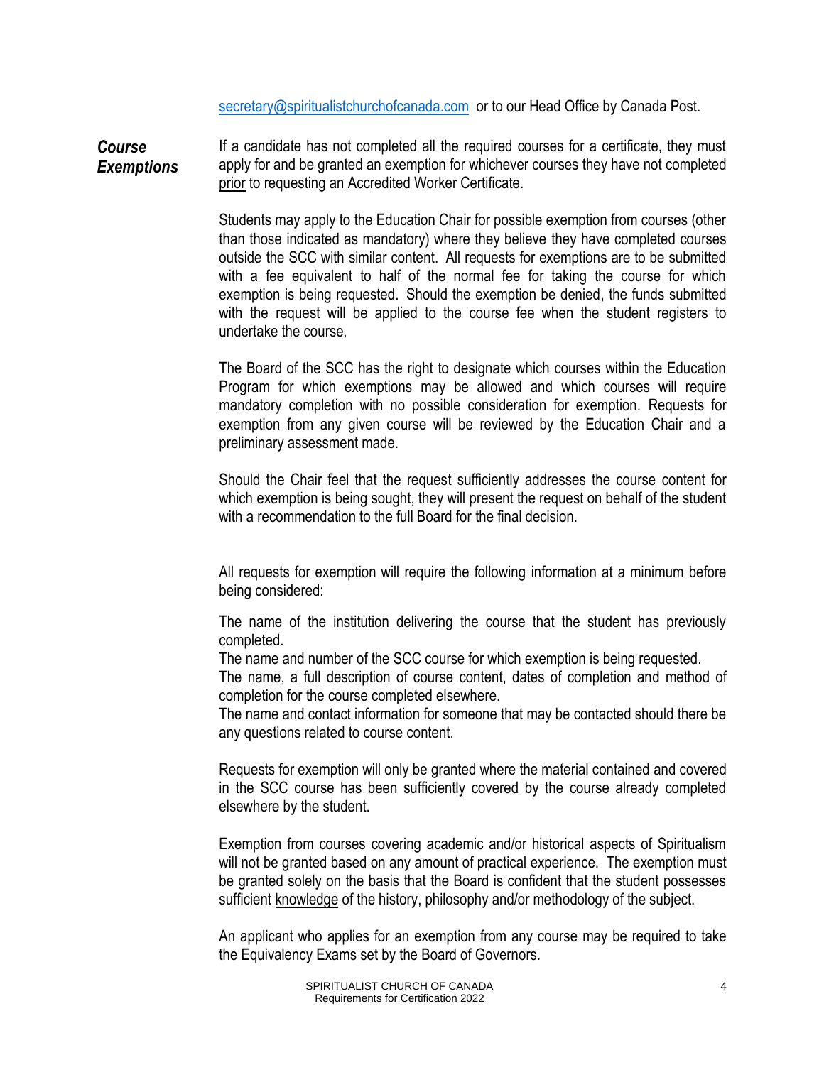secretary@spiritualistchurchofcanada.com or to our Head Office by Canada Post.

### *Course Exemptions*

If a candidate has not completed all the required courses for a certificate, they must apply for and be granted an exemption for whichever courses they have not completed prior to requesting an Accredited Worker Certificate.

Students may apply to the Education Chair for possible exemption from courses (other than those indicated as mandatory) where they believe they have completed courses outside the SCC with similar content. All requests for exemptions are to be submitted with a fee equivalent to half of the normal fee for taking the course for which exemption is being requested. Should the exemption be denied, the funds submitted with the request will be applied to the course fee when the student registers to undertake the course.

The Board of the SCC has the right to designate which courses within the Education Program for which exemptions may be allowed and which courses will require mandatory completion with no possible consideration for exemption. Requests for exemption from any given course will be reviewed by the Education Chair and a preliminary assessment made.

Should the Chair feel that the request sufficiently addresses the course content for which exemption is being sought, they will present the request on behalf of the student with a recommendation to the full Board for the final decision.

All requests for exemption will require the following information at a minimum before being considered:

The name of the institution delivering the course that the student has previously completed.
The name and number of the SCC course for which exemption is being requested.
The name, a full description of course content, dates of completion and method of completion for the course completed elsewhere.
The name and contact information for someone that may be contacted should there be any questions related to course content.

Requests for exemption will only be granted where the material contained and covered in the SCC course has been sufficiently covered by the course already completed elsewhere by the student.

Exemption from courses covering academic and/or historical aspects of Spiritualism will not be granted based on any amount of practical experience. The exemption must be granted solely on the basis that the Board is confident that the student possesses sufficient knowledge of the history, philosophy and/or methodology of the subject.

An applicant who applies for an exemption from any course may be required to take the Equivalency Exams set by the Board of Governors.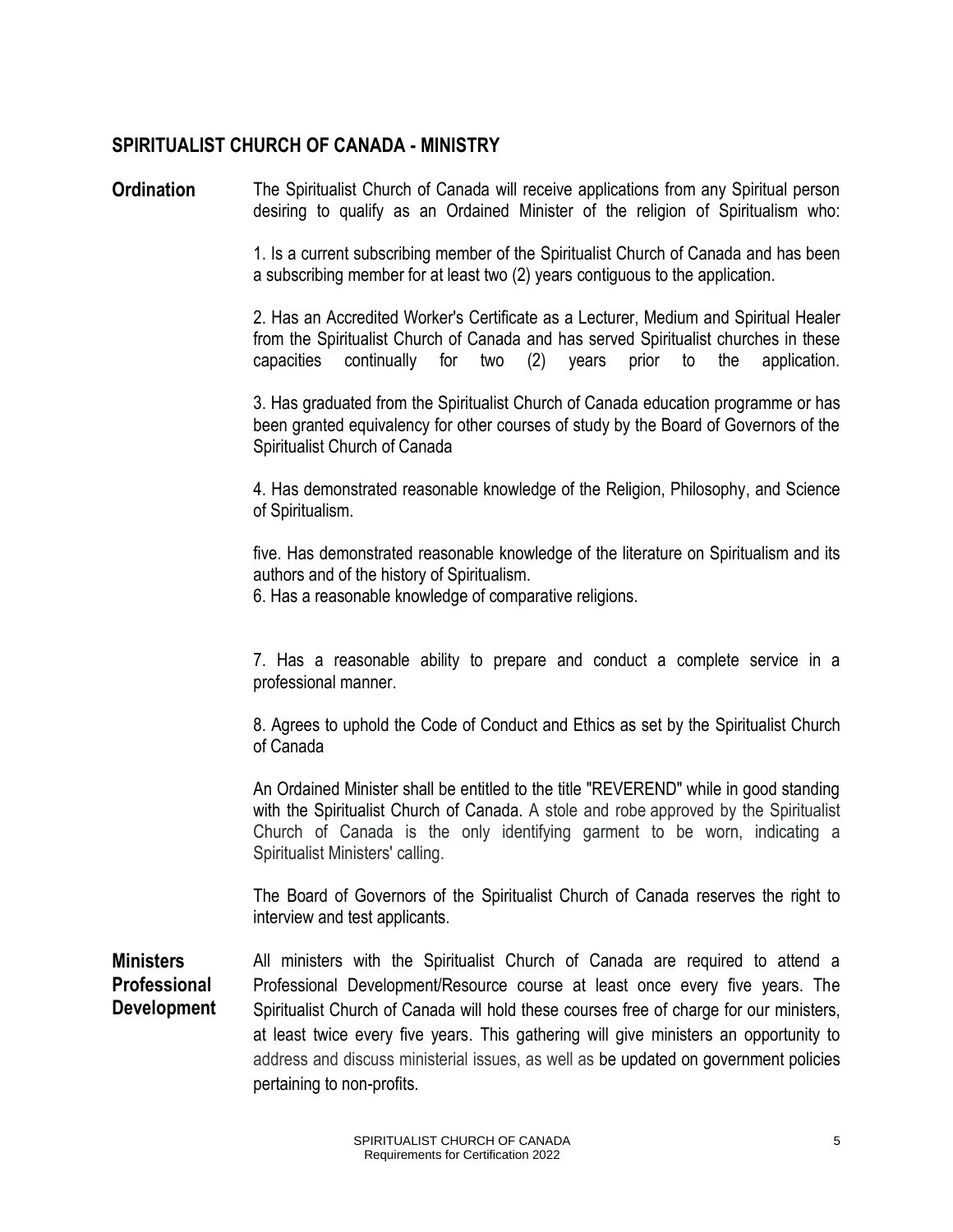## SPIRITUALIST CHURCH OF CANADA - MINISTRY

**Ordination**

The Spiritualist Church of Canada will receive applications from any Spiritual person desiring to qualify as an Ordained Minister of the religion of Spiritualism who:

1. Is a current subscribing member of the Spiritualist Church of Canada and has been a subscribing member for at least two (2) years contiguous to the application.

2. Has an Accredited Worker's Certificate as a Lecturer, Medium and Spiritual Healer from the Spiritualist Church of Canada and has served Spiritualist churches in these capacities continually for two (2) years prior to the application.

3. Has graduated from the Spiritualist Church of Canada education programme or has been granted equivalency for other courses of study by the Board of Governors of the Spiritualist Church of Canada

4. Has demonstrated reasonable knowledge of the Religion, Philosophy, and Science of Spiritualism.

five. Has demonstrated reasonable knowledge of the literature on Spiritualism and its authors and of the history of Spiritualism.

6. Has a reasonable knowledge of comparative religions.

7. Has a reasonable ability to prepare and conduct a complete service in a professional manner.

8. Agrees to uphold the Code of Conduct and Ethics as set by the Spiritualist Church of Canada

An Ordained Minister shall be entitled to the title "REVEREND" while in good standing with the Spiritualist Church of Canada. A stole and robe approved by the Spiritualist Church of Canada is the only identifying garment to be worn, indicating a Spiritualist Ministers' calling.

The Board of Governors of the Spiritualist Church of Canada reserves the right to interview and test applicants.

**Ministers Professional Development**

All ministers with the Spiritualist Church of Canada are required to attend a Professional Development/Resource course at least once every five years. The Spiritualist Church of Canada will hold these courses free of charge for our ministers, at least twice every five years. This gathering will give ministers an opportunity to address and discuss ministerial issues, as well as be updated on government policies pertaining to non-profits.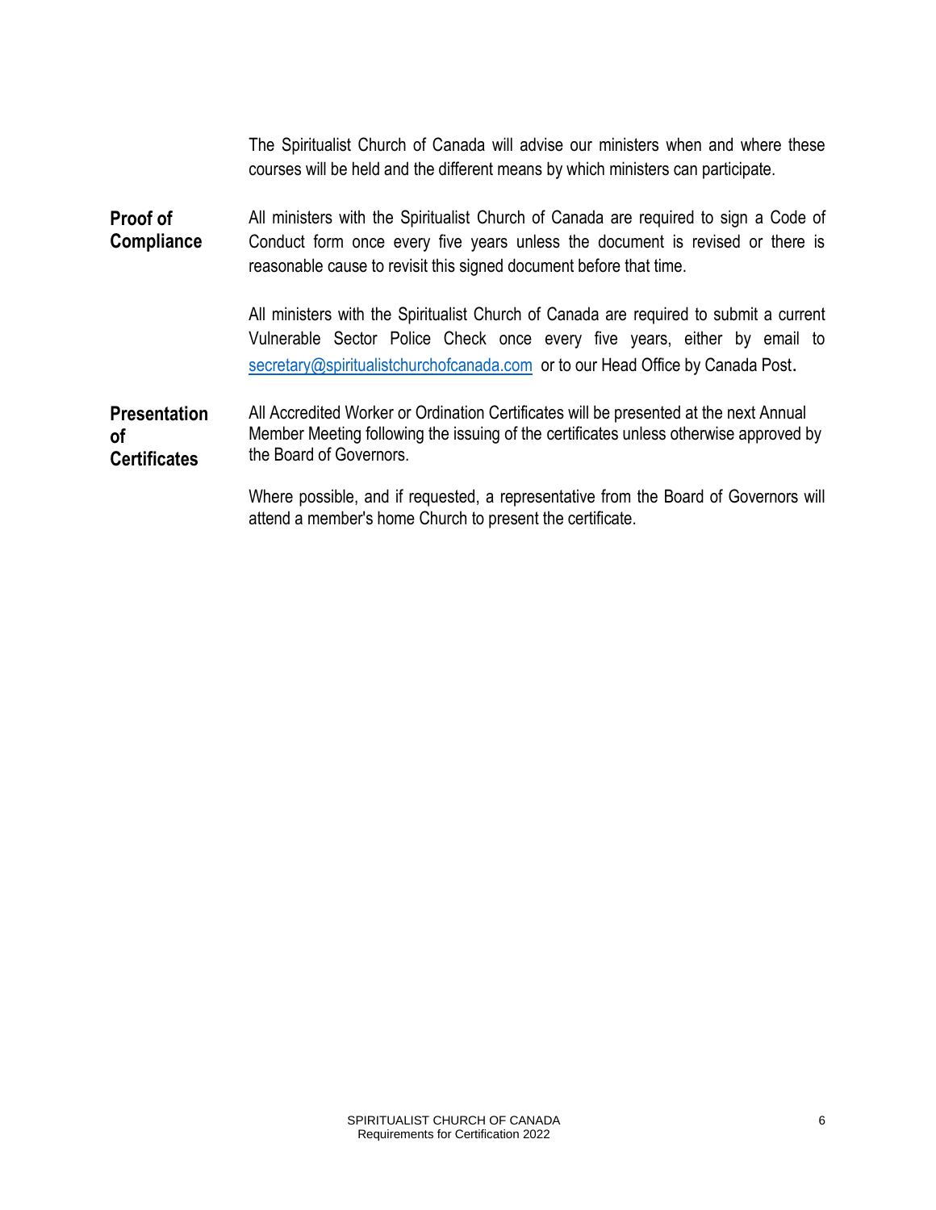The Spiritualist Church of Canada will advise our ministers when and where these courses will be held and the different means by which ministers can participate.

**Proof of Compliance**

All ministers with the Spiritualist Church of Canada are required to sign a Code of Conduct form once every five years unless the document is revised or there is reasonable cause to revisit this signed document before that time.

All ministers with the Spiritualist Church of Canada are required to submit a current Vulnerable Sector Police Check once every five years, either by email to secretary@spiritualistchurchofcanada.com or to our Head Office by Canada Post.

**Presentation of Certificates**

All Accredited Worker or Ordination Certificates will be presented at the next Annual Member Meeting following the issuing of the certificates unless otherwise approved by the Board of Governors.

Where possible, and if requested, a representative from the Board of Governors will attend a member's home Church to present the certificate.